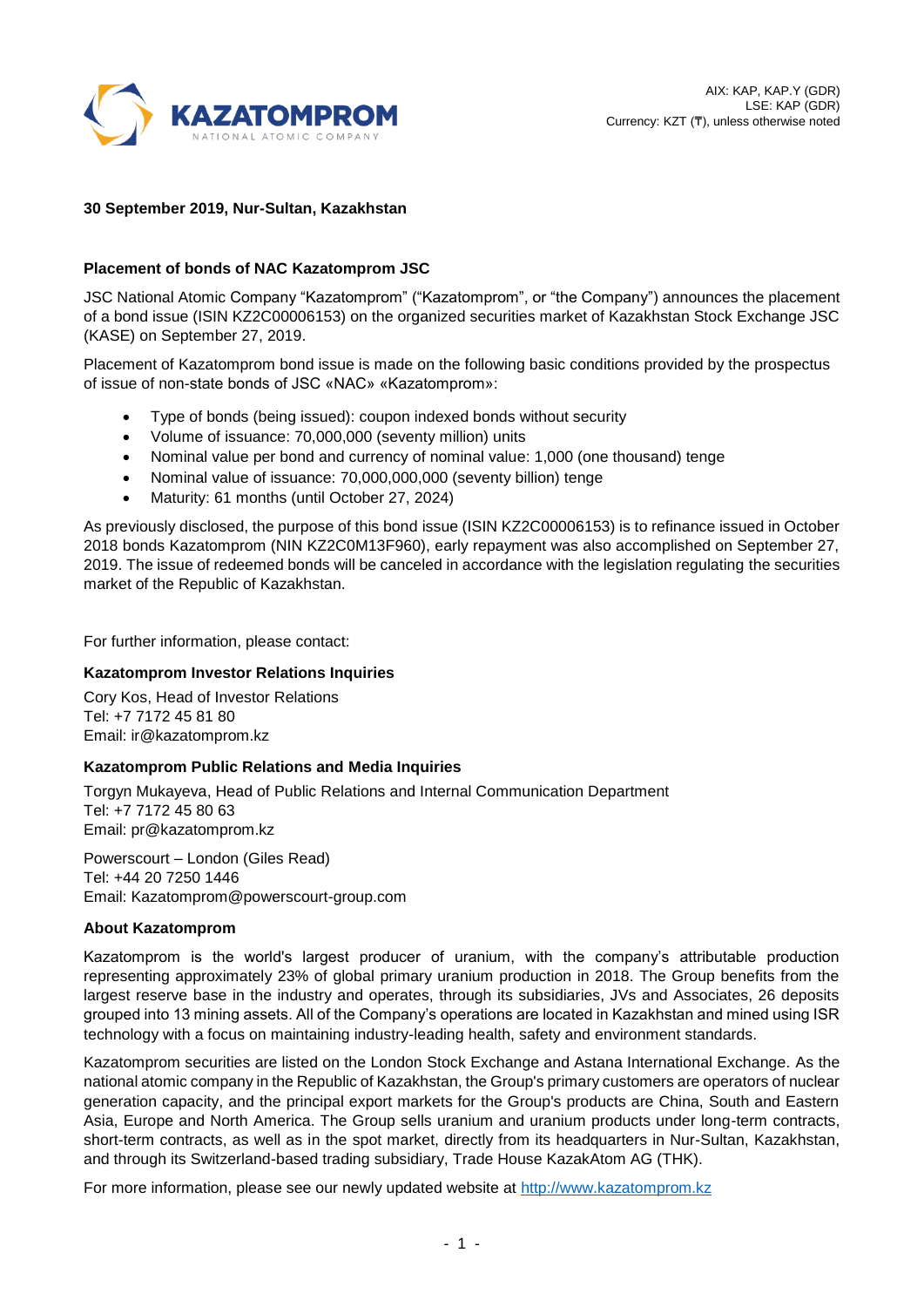AIX: KAP, KAP.Y (GDR)
LSE: KAP (GDR)
Currency: KZT (₸), unless otherwise noted

**30 September 2019, Nur-Sultan, Kazakhstan**

## Placement of bonds of NAC Kazatomprom JSC

JSC National Atomic Company "Kazatomprom" ("Kazatomprom", or "the Company") announces the placement of a bond issue (ISIN KZ2C00006153) on the organized securities market of Kazakhstan Stock Exchange JSC (KASE) on September 27, 2019.

Placement of Kazatomprom bond issue is made on the following basic conditions provided by the prospectus of issue of non-state bonds of JSC «NAC» «Kazatomprom»:

- Type of bonds (being issued): coupon indexed bonds without security
- Volume of issuance: 70,000,000 (seventy million) units
- Nominal value per bond and currency of nominal value: 1,000 (one thousand) tenge
- Nominal value of issuance: 70,000,000,000 (seventy billion) tenge
- Maturity: 61 months (until October 27, 2024)

As previously disclosed, the purpose of this bond issue (ISIN KZ2C00006153) is to refinance issued in October 2018 bonds Kazatomprom (NIN KZ2C0M13F960), early repayment was also accomplished on September 27, 2019. The issue of redeemed bonds will be canceled in accordance with the legislation regulating the securities market of the Republic of Kazakhstan.

For further information, please contact:

**Kazatomprom Investor Relations Inquiries**

Cory Kos, Head of Investor Relations
Tel: +7 7172 45 81 80
Email: ir@kazatomprom.kz

**Kazatomprom Public Relations and Media Inquiries**

Torgyn Mukayeva, Head of Public Relations and Internal Communication Department
Tel: +7 7172 45 80 63
Email: pr@kazatomprom.kz

Powerscourt – London (Giles Read)
Tel: +44 20 7250 1446
Email: Kazatomprom@powerscourt-group.com

**About Kazatomprom**

Kazatomprom is the world's largest producer of uranium, with the company's attributable production representing approximately 23% of global primary uranium production in 2018. The Group benefits from the largest reserve base in the industry and operates, through its subsidiaries, JVs and Associates, 26 deposits grouped into 13 mining assets. All of the Company's operations are located in Kazakhstan and mined using ISR technology with a focus on maintaining industry-leading health, safety and environment standards.

Kazatomprom securities are listed on the London Stock Exchange and Astana International Exchange. As the national atomic company in the Republic of Kazakhstan, the Group's primary customers are operators of nuclear generation capacity, and the principal export markets for the Group's products are China, South and Eastern Asia, Europe and North America. The Group sells uranium and uranium products under long-term contracts, short-term contracts, as well as in the spot market, directly from its headquarters in Nur-Sultan, Kazakhstan, and through its Switzerland-based trading subsidiary, Trade House KazakAtom AG (THK).

For more information, please see our newly updated website at http://www.kazatomprom.kz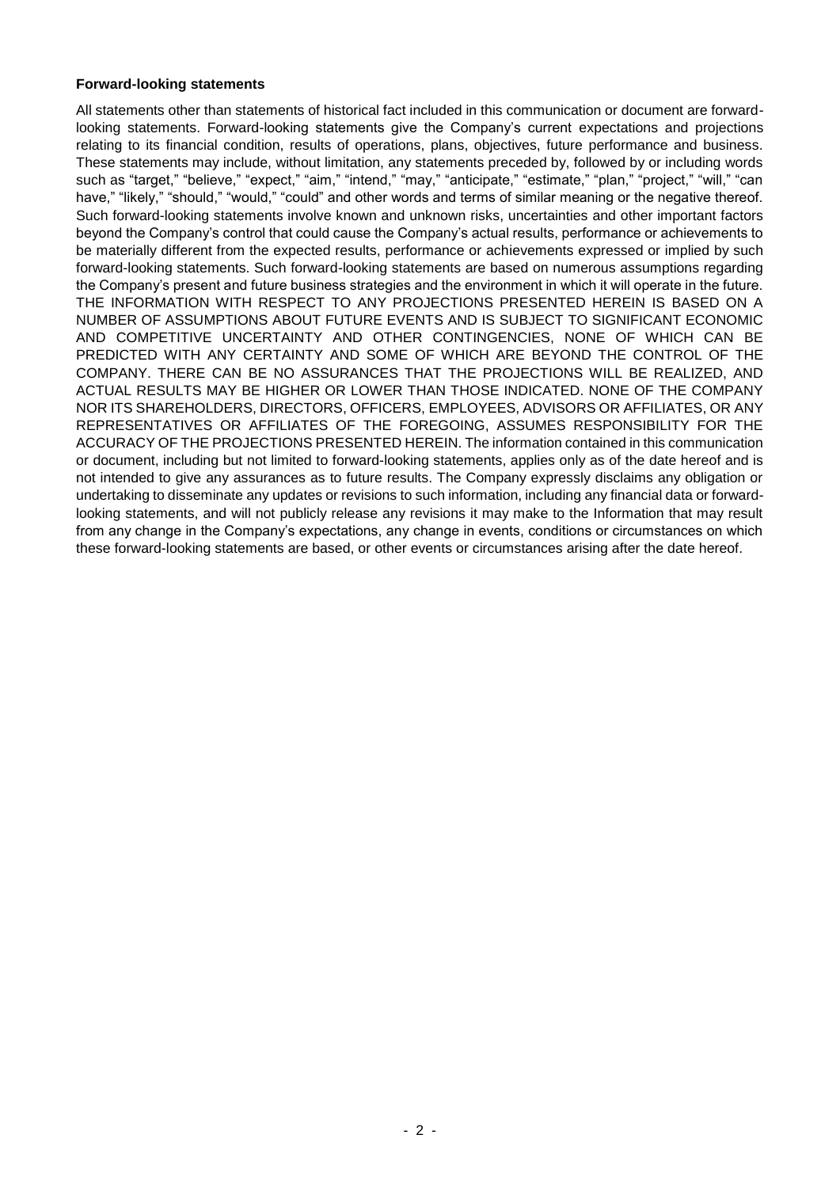**Forward-looking statements**

All statements other than statements of historical fact included in this communication or document are forward-looking statements. Forward-looking statements give the Company's current expectations and projections relating to its financial condition, results of operations, plans, objectives, future performance and business. These statements may include, without limitation, any statements preceded by, followed by or including words such as "target," "believe," "expect," "aim," "intend," "may," "anticipate," "estimate," "plan," "project," "will," "can have," "likely," "should," "would," "could" and other words and terms of similar meaning or the negative thereof. Such forward-looking statements involve known and unknown risks, uncertainties and other important factors beyond the Company's control that could cause the Company's actual results, performance or achievements to be materially different from the expected results, performance or achievements expressed or implied by such forward-looking statements. Such forward-looking statements are based on numerous assumptions regarding the Company's present and future business strategies and the environment in which it will operate in the future. THE INFORMATION WITH RESPECT TO ANY PROJECTIONS PRESENTED HEREIN IS BASED ON A NUMBER OF ASSUMPTIONS ABOUT FUTURE EVENTS AND IS SUBJECT TO SIGNIFICANT ECONOMIC AND COMPETITIVE UNCERTAINTY AND OTHER CONTINGENCIES, NONE OF WHICH CAN BE PREDICTED WITH ANY CERTAINTY AND SOME OF WHICH ARE BEYOND THE CONTROL OF THE COMPANY. THERE CAN BE NO ASSURANCES THAT THE PROJECTIONS WILL BE REALIZED, AND ACTUAL RESULTS MAY BE HIGHER OR LOWER THAN THOSE INDICATED. NONE OF THE COMPANY NOR ITS SHAREHOLDERS, DIRECTORS, OFFICERS, EMPLOYEES, ADVISORS OR AFFILIATES, OR ANY REPRESENTATIVES OR AFFILIATES OF THE FOREGOING, ASSUMES RESPONSIBILITY FOR THE ACCURACY OF THE PROJECTIONS PRESENTED HEREIN. The information contained in this communication or document, including but not limited to forward-looking statements, applies only as of the date hereof and is not intended to give any assurances as to future results. The Company expressly disclaims any obligation or undertaking to disseminate any updates or revisions to such information, including any financial data or forward-looking statements, and will not publicly release any revisions it may make to the Information that may result from any change in the Company's expectations, any change in events, conditions or circumstances on which these forward-looking statements are based, or other events or circumstances arising after the date hereof.